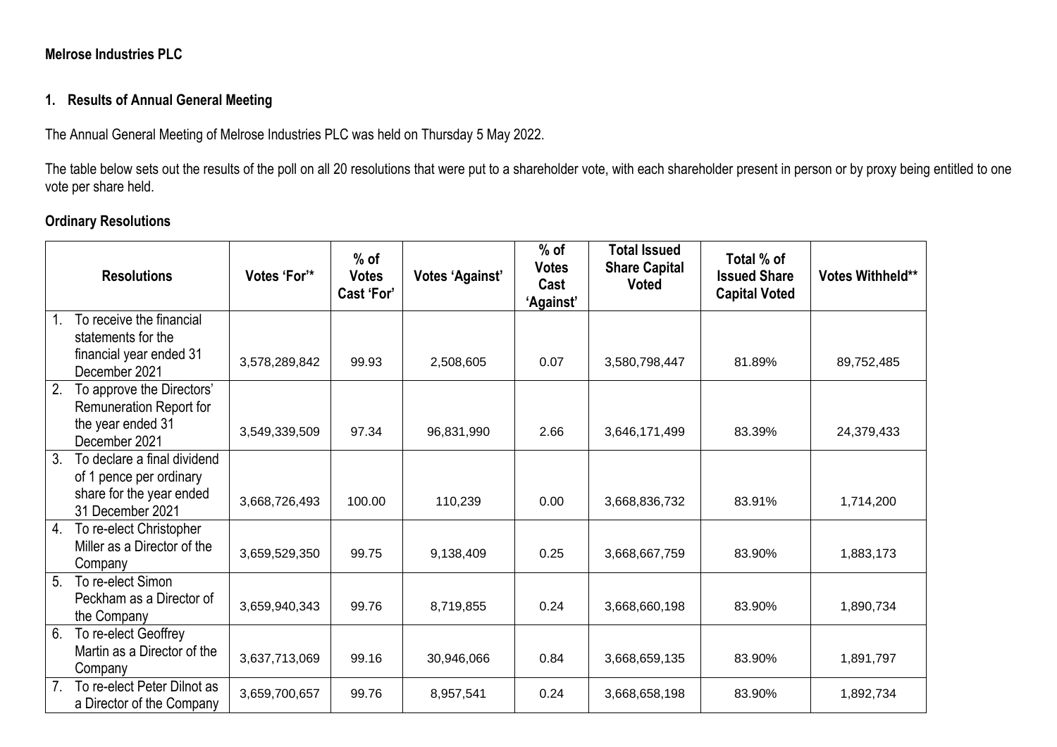**Melrose Industries PLC**

**1. Results of Annual General Meeting**

The Annual General Meeting of Melrose Industries PLC was held on Thursday 5 May 2022.

The table below sets out the results of the poll on all 20 resolutions that were put to a shareholder vote, with each shareholder present in person or by proxy being entitled to one vote per share held.

**Ordinary Resolutions**

| Resolutions | Votes 'For'* | % of Votes Cast 'For' | Votes 'Against' | % of Votes Cast 'Against' | Total Issued Share Capital Voted | Total % of Issued Share Capital Voted | Votes Withheld** |
|---|---|---|---|---|---|---|---|
| 1. To receive the financial statements for the financial year ended 31 December 2021 | 3,578,289,842 | 99.93 | 2,508,605 | 0.07 | 3,580,798,447 | 81.89% | 89,752,485 |
| 2. To approve the Directors' Remuneration Report for the year ended 31 December 2021 | 3,549,339,509 | 97.34 | 96,831,990 | 2.66 | 3,646,171,499 | 83.39% | 24,379,433 |
| 3. To declare a final dividend of 1 pence per ordinary share for the year ended 31 December 2021 | 3,668,726,493 | 100.00 | 110,239 | 0.00 | 3,668,836,732 | 83.91% | 1,714,200 |
| 4. To re-elect Christopher Miller as a Director of the Company | 3,659,529,350 | 99.75 | 9,138,409 | 0.25 | 3,668,667,759 | 83.90% | 1,883,173 |
| 5. To re-elect Simon Peckham as a Director of the Company | 3,659,940,343 | 99.76 | 8,719,855 | 0.24 | 3,668,660,198 | 83.90% | 1,890,734 |
| 6. To re-elect Geoffrey Martin as a Director of the Company | 3,637,713,069 | 99.16 | 30,946,066 | 0.84 | 3,668,659,135 | 83.90% | 1,891,797 |
| 7. To re-elect Peter Dilnot as a Director of the Company | 3,659,700,657 | 99.76 | 8,957,541 | 0.24 | 3,668,658,198 | 83.90% | 1,892,734 |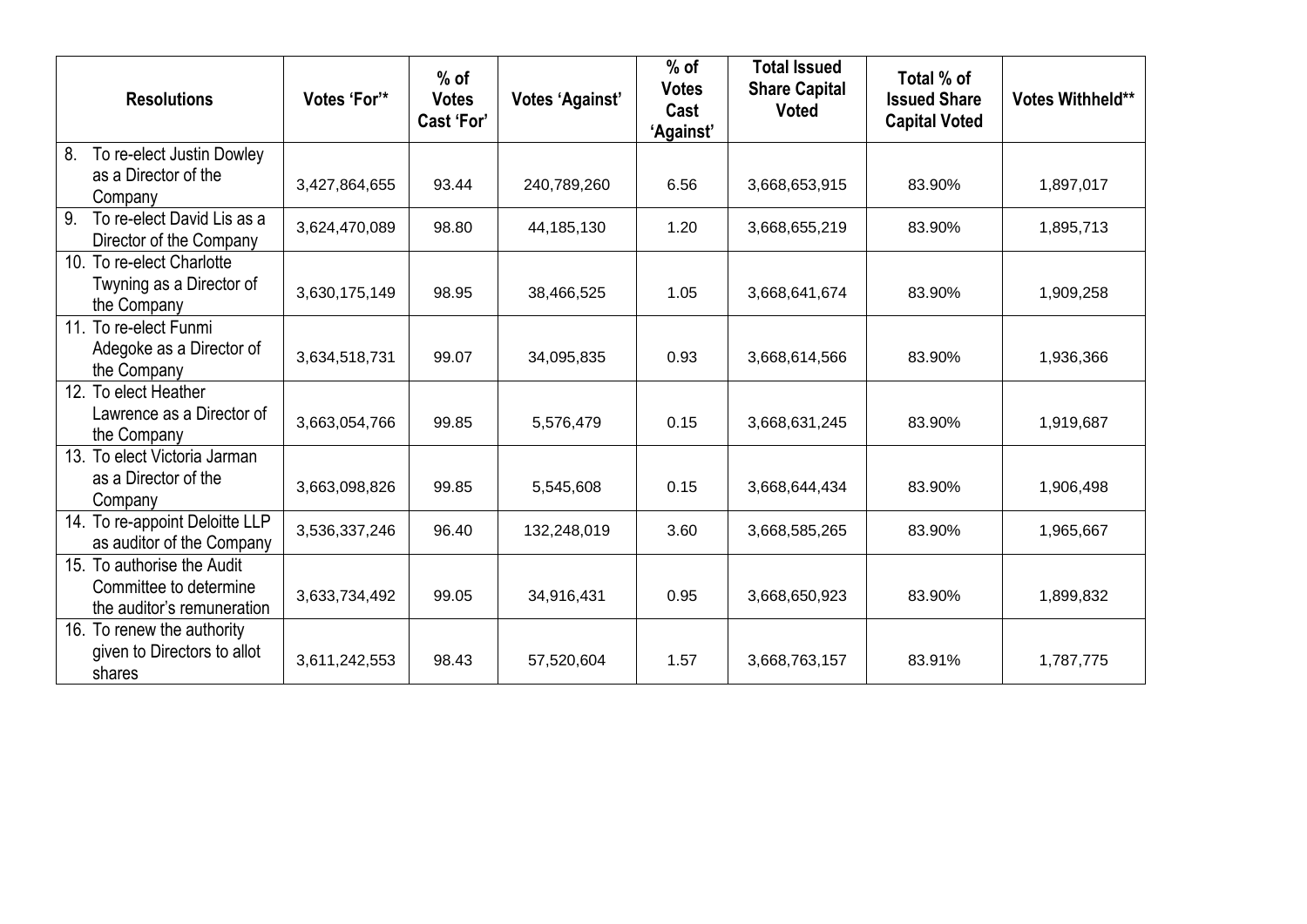| Resolutions | Votes 'For'* | % of Votes Cast 'For' | Votes 'Against' | % of Votes Cast 'Against' | Total Issued Share Capital Voted | Total % of Issued Share Capital Voted | Votes Withheld** |
|---|---|---|---|---|---|---|---|
| 8. To re-elect Justin Dowley as a Director of the Company | 3,427,864,655 | 93.44 | 240,789,260 | 6.56 | 3,668,653,915 | 83.90% | 1,897,017 |
| 9. To re-elect David Lis as a Director of the Company | 3,624,470,089 | 98.80 | 44,185,130 | 1.20 | 3,668,655,219 | 83.90% | 1,895,713 |
| 10. To re-elect Charlotte Twyning as a Director of the Company | 3,630,175,149 | 98.95 | 38,466,525 | 1.05 | 3,668,641,674 | 83.90% | 1,909,258 |
| 11. To re-elect Funmi Adegoke as a Director of the Company | 3,634,518,731 | 99.07 | 34,095,835 | 0.93 | 3,668,614,566 | 83.90% | 1,936,366 |
| 12. To elect Heather Lawrence as a Director of the Company | 3,663,054,766 | 99.85 | 5,576,479 | 0.15 | 3,668,631,245 | 83.90% | 1,919,687 |
| 13. To elect Victoria Jarman as a Director of the Company | 3,663,098,826 | 99.85 | 5,545,608 | 0.15 | 3,668,644,434 | 83.90% | 1,906,498 |
| 14. To re-appoint Deloitte LLP as auditor of the Company | 3,536,337,246 | 96.40 | 132,248,019 | 3.60 | 3,668,585,265 | 83.90% | 1,965,667 |
| 15. To authorise the Audit Committee to determine the auditor's remuneration | 3,633,734,492 | 99.05 | 34,916,431 | 0.95 | 3,668,650,923 | 83.90% | 1,899,832 |
| 16. To renew the authority given to Directors to allot shares | 3,611,242,553 | 98.43 | 57,520,604 | 1.57 | 3,668,763,157 | 83.91% | 1,787,775 |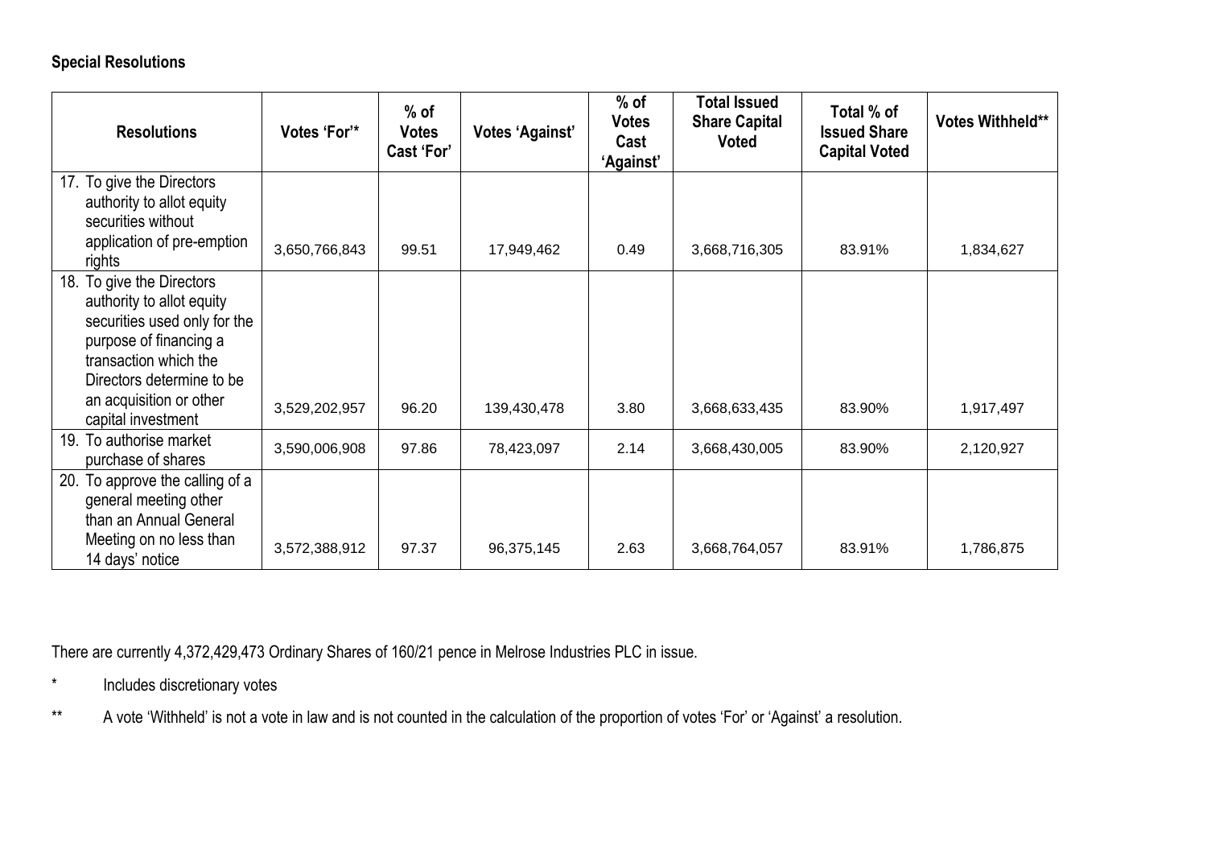**Special Resolutions**

| Resolutions | Votes 'For'* | % of Votes Cast 'For' | Votes 'Against' | % of Votes Cast 'Against' | Total Issued Share Capital Voted | Total % of Issued Share Capital Voted | Votes Withheld** |
|---|---|---|---|---|---|---|---|
| 17. To give the Directors authority to allot equity securities without application of pre-emption rights | 3,650,766,843 | 99.51 | 17,949,462 | 0.49 | 3,668,716,305 | 83.91% | 1,834,627 |
| 18. To give the Directors authority to allot equity securities used only for the purpose of financing a transaction which the Directors determine to be an acquisition or other capital investment | 3,529,202,957 | 96.20 | 139,430,478 | 3.80 | 3,668,633,435 | 83.90% | 1,917,497 |
| 19. To authorise market purchase of shares | 3,590,006,908 | 97.86 | 78,423,097 | 2.14 | 3,668,430,005 | 83.90% | 2,120,927 |
| 20. To approve the calling of a general meeting other than an Annual General Meeting on no less than 14 days' notice | 3,572,388,912 | 97.37 | 96,375,145 | 2.63 | 3,668,764,057 | 83.91% | 1,786,875 |

There are currently 4,372,429,473 Ordinary Shares of 160/21 pence in Melrose Industries PLC in issue.

\* Includes discretionary votes

\** A vote 'Withheld' is not a vote in law and is not counted in the calculation of the proportion of votes 'For' or 'Against' a resolution.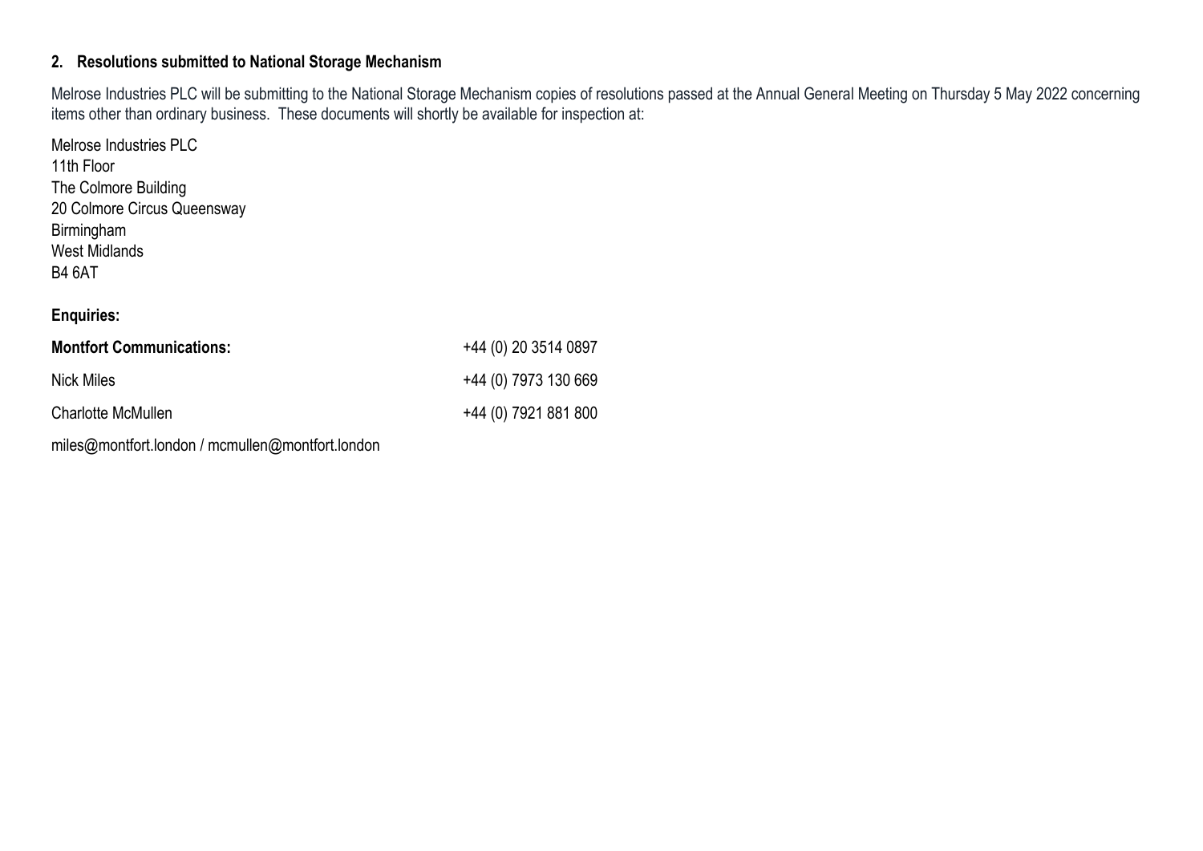## 2. Resolutions submitted to National Storage Mechanism

Melrose Industries PLC will be submitting to the National Storage Mechanism copies of resolutions passed at the Annual General Meeting on Thursday 5 May 2022 concerning items other than ordinary business. These documents will shortly be available for inspection at:

Melrose Industries PLC  
11th Floor  
The Colmore Building  
20 Colmore Circus Queensway  
Birmingham  
West Midlands  
B4 6AT

**Enquiries:**

| | |
|---|---|
| **Montfort Communications:** | +44 (0) 20 3514 0897 |
| Nick Miles | +44 (0) 7973 130 669 |
| Charlotte McMullen | +44 (0) 7921 881 800 |

miles@montfort.london / mcmullen@montfort.london